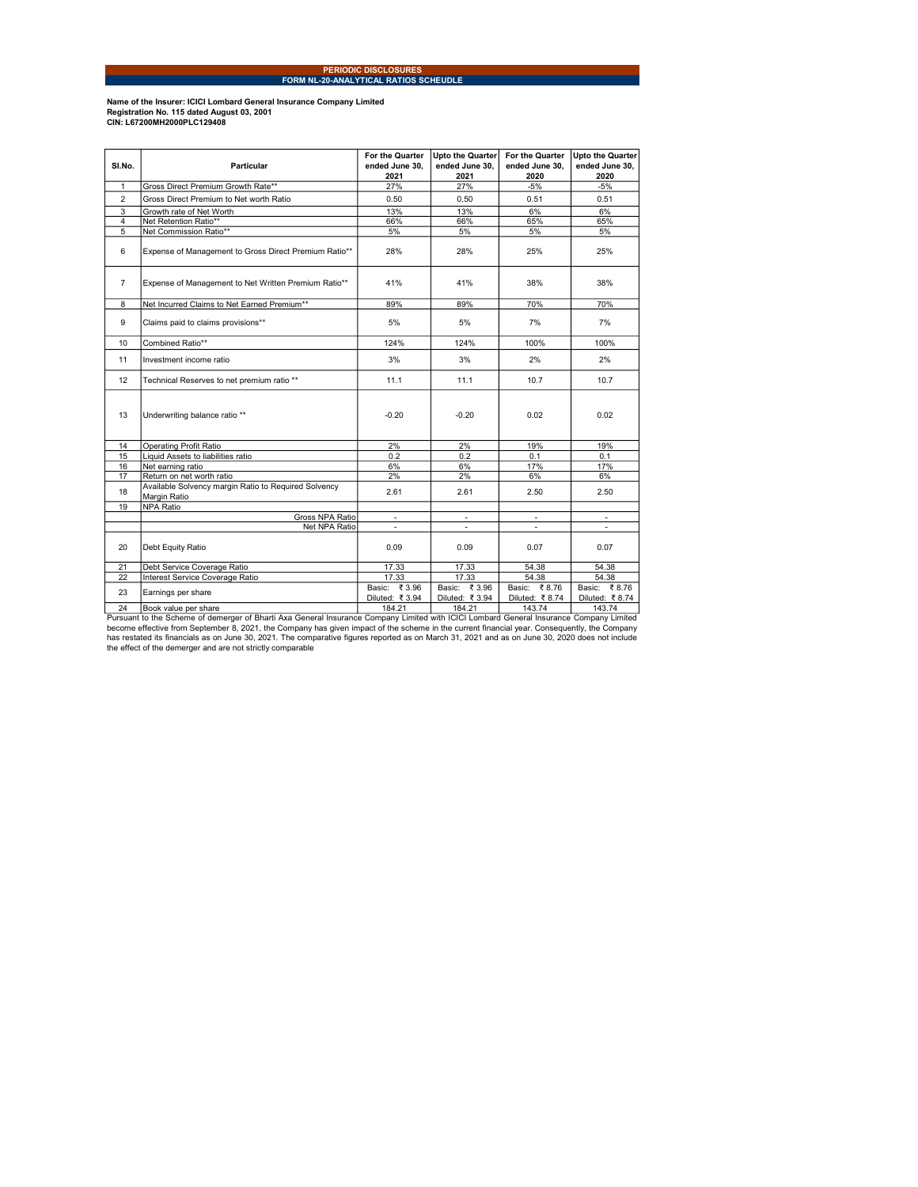# PERIODIC DISCLOSURES

## FORM NL-20-ANALYTICAL RATIOS SCHEUDLE

**Name of the Insurer: ICICI Lombard General Insurance Company Limited**
**Registration No. 115 dated August 03, 2001**
**CIN: L67200MH2000PLC129408**

| Sl.No. | Particular | For the Quarter ended June 30, 2021 | Upto the Quarter ended June 30, 2021 | For the Quarter ended June 30, 2020 | Upto the Quarter ended June 30, 2020 |
|---|---|---|---|---|---|
| 1 | Gross Direct Premium Growth Rate** | 27% | 27% | -5% | -5% |
| 2 | Gross Direct Premium to Net worth Ratio | 0.50 | 0.50 | 0.51 | 0.51 |
| 3 | Growth rate of Net Worth | 13% | 13% | 6% | 6% |
| 4 | Net Retention Ratio** | 66% | 66% | 65% | 65% |
| 5 | Net Commission Ratio** | 5% | 5% | 5% | 5% |
| 6 | Expense of Management to Gross Direct Premium Ratio** | 28% | 28% | 25% | 25% |
| 7 | Expense of Management to Net Written Premium Ratio** | 41% | 41% | 38% | 38% |
| 8 | Net Incurred Claims to Net Earned Premium** | 89% | 89% | 70% | 70% |
| 9 | Claims paid to claims provisions** | 5% | 5% | 7% | 7% |
| 10 | Combined Ratio** | 124% | 124% | 100% | 100% |
| 11 | Investment income ratio | 3% | 3% | 2% | 2% |
| 12 | Technical Reserves to net premium ratio ** | 11.1 | 11.1 | 10.7 | 10.7 |
| 13 | Underwriting balance ratio ** | -0.20 | -0.20 | 0.02 | 0.02 |
| 14 | Operating Profit Ratio | 2% | 2% | 19% | 19% |
| 15 | Liquid Assets to liabilities ratio | 0.2 | 0.2 | 0.1 | 0.1 |
| 16 | Net earning ratio | 6% | 6% | 17% | 17% |
| 17 | Return on net worth ratio | 2% | 2% | 6% | 6% |
| 18 | Available Solvency margin Ratio to Required Solvency Margin Ratio | 2.61 | 2.61 | 2.50 | 2.50 |
| 19 | NPA Ratio | | | | |
| | Gross NPA Ratio | - | - | - | - |
| | Net NPA Ratio | - | - | - | - |
| 20 | Debt Equity Ratio | 0.09 | 0.09 | 0.07 | 0.07 |
| 21 | Debt Service Coverage Ratio | 17.33 | 17.33 | 54.38 | 54.38 |
| 22 | Interest Service Coverage Ratio | 17.33 | 17.33 | 54.38 | 54.38 |
| 23 | Earnings per share | Basic: ₹ 3.96 Diluted: ₹ 3.94 | Basic: ₹ 3.96 Diluted: ₹ 3.94 | Basic: ₹ 8.76 Diluted: ₹ 8.74 | Basic: ₹ 8.76 Diluted: ₹ 8.74 |
| 24 | Book value per share | 184.21 | 184.21 | 143.74 | 143.74 |

Pursuant to the Scheme of demerger of Bharti Axa General Insurance Company Limited with ICICI Lombard General Insurance Company Limited become effective from September 8, 2021, the Company has given impact of the scheme in the current financial year. Consequently, the Company has restated its financials as on June 30, 2021. The comparative figures reported as on March 31, 2021 and as on June 30, 2020 does not include the effect of the demerger and are not strictly comparable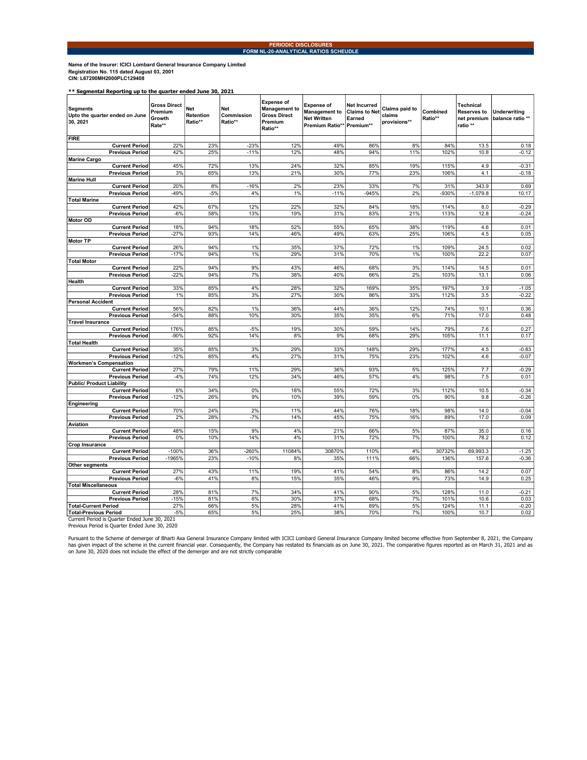**PERIODIC DISCLOSURES**
**FORM NL-20-ANALYTICAL RATIOS SCHEUDLE**

**Name of the Insurer: ICICI Lombard General Insurance Company Limited**
**Registration No. 115 dated August 03, 2001**
**CIN: L67200MH2000PLC129408**

**** Segmental Reporting up to the quarter ended June 30, 2021**

| Segments Upto the quarter ended on June 30, 2021 | Gross Direct Premium Growth Rate** | Net Retention Ratio** | Net Commission Ratio** | Expense of Management to Gross Direct Premium Ratio** | Expense of Management to Net Written Premium Ratio** | Net Incurred Claims to Net Earned Premium** | Claims paid to claims provisions** | Combined Ratio** | Technical Reserves to net premium ratio ** | Underwriting balance ratio ** |
|---|---|---|---|---|---|---|---|---|---|---|
| **FIRE** | | | | | | | | | | |
| **Current Period** | 22% | 23% | -23% | 12% | 49% | 86% | 8% | 84% | 13.5 | 0.18 |
| **Previous Period** | 42% | 25% | -11% | 12% | 48% | 94% | 11% | 102% | 10.8 | -0.12 |
| **Marine Cargo** | | | | | | | | | | |
| **Current Period** | 45% | 72% | 13% | 24% | 32% | 85% | 19% | 115% | 4.9 | -0.31 |
| **Previous Period** | 3% | 65% | 13% | 21% | 30% | 77% | 23% | 106% | 4.1 | -0.18 |
| **Marine Hull** | | | | | | | | | | |
| **Current Period** | 20% | 8% | -16% | 2% | 23% | 33% | 7% | 31% | 343.9 | 0.69 |
| **Previous Period** | -49% | -5% | 4% | 1% | -11% | -945% | 2% | -930% | -1,079.8 | 10.17 |
| **Total Marine** | | | | | | | | | | |
| **Current Period** | 42% | 67% | 12% | 22% | 32% | 84% | 18% | 114% | 8.0 | -0.29 |
| **Previous Period** | -6% | 58% | 13% | 19% | 31% | 83% | 21% | 113% | 12.8 | -0.24 |
| **Motor OD** | | | | | | | | | | |
| **Current Period** | 18% | 94% | 18% | 52% | 55% | 65% | 38% | 119% | 4.6 | 0.01 |
| **Previous Period** | -27% | 93% | 14% | 46% | 49% | 63% | 25% | 106% | 4.5 | 0.05 |
| **Motor TP** | | | | | | | | | | |
| **Current Period** | 26% | 94% | 1% | 35% | 37% | 72% | 1% | 109% | 24.5 | 0.02 |
| **Previous Period** | -17% | 94% | 1% | 29% | 31% | 70% | 1% | 100% | 22.2 | 0.07 |
| **Total Motor** | | | | | | | | | | |
| **Current Period** | 22% | 94% | 9% | 43% | 46% | 68% | 3% | 114% | 14.5 | 0.01 |
| **Previous Period** | -22% | 94% | 7% | 38% | 40% | 66% | 2% | 103% | 13.1 | 0.06 |
| **Health** | | | | | | | | | | |
| **Current Period** | 33% | 85% | 4% | 28% | 32% | 169% | 35% | 197% | 3.9 | -1.05 |
| **Previous Period** | 1% | 85% | 3% | 27% | 30% | 86% | 33% | 112% | 3.5 | -0.22 |
| **Personal Accident** | | | | | | | | | | |
| **Current Period** | 56% | 82% | 1% | 36% | 44% | 36% | 12% | 74% | 10.1 | 0.36 |
| **Previous Period** | -54% | 88% | 10% | 30% | 35% | 35% | 6% | 71% | 17.0 | 0.48 |
| **Travel Insurance** | | | | | | | | | | |
| **Current Period** | 176% | 85% | -5% | 19% | 30% | 59% | 14% | 79% | 7.6 | 0.27 |
| **Previous Period** | -90% | 92% | 14% | 8% | 9% | 68% | 29% | 105% | 11.1 | 0.17 |
| **Total Health** | | | | | | | | | | |
| **Current Period** | 35% | 85% | 3% | 29% | 33% | 148% | 29% | 177% | 4.5 | -0.83 |
| **Previous Period** | -12% | 85% | 4% | 27% | 31% | 75% | 23% | 102% | 4.6 | -0.07 |
| **Workmen's Compensation** | | | | | | | | | | |
| **Current Period** | 27% | 79% | 11% | 29% | 36% | 93% | 5% | 125% | 7.7 | -0.29 |
| **Previous Period** | -4% | 74% | 12% | 34% | 46% | 57% | 4% | 98% | 7.5 | 0.01 |
| **Public/ Product Liability** | | | | | | | | | | |
| **Current Period** | 6% | 34% | 0% | 18% | 55% | 72% | 3% | 112% | 10.5 | -0.34 |
| **Previous Period** | -12% | 26% | 9% | 10% | 39% | 59% | 0% | 90% | 9.8 | -0.26 |
| **Engineering** | | | | | | | | | | |
| **Current Period** | 70% | 24% | 2% | 11% | 44% | 76% | 18% | 98% | 14.0 | -0.04 |
| **Previous Period** | 2% | 28% | -7% | 14% | 45% | 75% | 16% | 89% | 17.0 | 0.09 |
| **Aviation** | | | | | | | | | | |
| **Current Period** | 48% | 15% | 9% | 4% | 21% | 66% | 5% | 87% | 35.0 | 0.16 |
| **Previous Period** | 0% | 10% | 14% | 4% | 31% | 72% | 7% | 100% | 78.2 | 0.12 |
| **Crop Insurance** | | | | | | | | | | |
| **Current Period** | -100% | 36% | -260% | 11084% | 30870% | 110% | 4% | 30732% | 69,993.3 | -1.25 |
| **Previous Period** | -1965% | 23% | -10% | 8% | 35% | 111% | 66% | 136% | 157.6 | -0.36 |
| **Other segments** | | | | | | | | | | |
| **Current Period** | 27% | 43% | 11% | 19% | 41% | 54% | 8% | 86% | 14.2 | 0.07 |
| **Previous Period** | -6% | 41% | 8% | 15% | 35% | 46% | 9% | 73% | 14.9 | 0.25 |
| **Total Miscellaneous** | | | | | | | | | | |
| **Current Period** | 28% | 81% | 7% | 34% | 41% | 90% | 5% | 128% | 11.0 | -0.21 |
| **Previous Period** | -15% | 81% | 6% | 30% | 37% | 68% | 7% | 101% | 10.6 | 0.03 |
| **Total-Current Period** | 27% | 66% | 5% | 28% | 41% | 89% | 5% | 124% | 11.1 | -0.20 |
| **Total-Previous Period** | -5% | 65% | 5% | 25% | 38% | 70% | 7% | 100% | 10.7 | 0.02 |

Current Period is Quarter Ended June 30, 2021
Previous Period is Quarter Ended June 30, 2020

Pursuant to the Scheme of demerger of Bharti Axa General Insurance Company limited with ICICI Lombard General Insurance Company limited become effective from September 8, 2021, the Company has given impact of the scheme in the current financial year. Consequently, the Company has restated its financials as on June 30, 2021. The comparative figures reported as on March 31, 2021 and as on June 30, 2020 does not include the effect of the demerger and are not strictly comparable